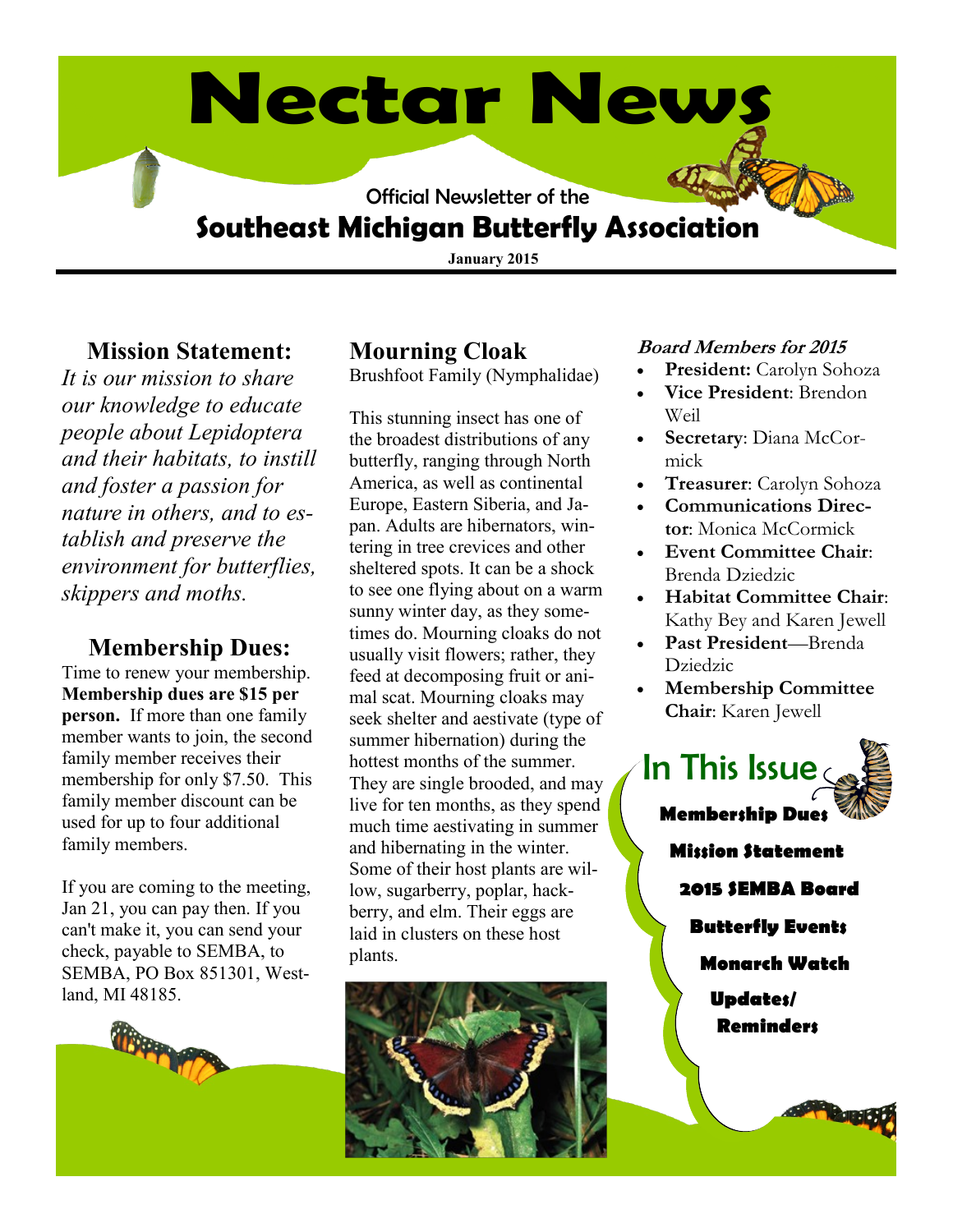# Nectar News

Official Newsletter of the

## Southeast Michigan Butterfly Association

**January 2015**

## Mission Statement:

*It is our mission to share our knowledge to educate people about Lepidoptera and their habitats, to instill and foster a passion for nature in others, and to establish and preserve the environment for butterflies, skippers and moths.*

## Membership Dues:

Time to renew your membership. **Membership dues are $15 per person.** If more than one family member wants to join, the second family member receives their membership for only $7.50. This family member discount can be used for up to four additional family members.

If you are coming to the meeting, Jan 21, you can pay then. If you can't make it, you can send your check, payable to SEMBA, to SEMBA, PO Box 851301, Westland, MI 48185.

## Mourning Cloak

Brushfoot Family (Nymphalidae)

This stunning insect has one of the broadest distributions of any butterfly, ranging through North America, as well as continental Europe, Eastern Siberia, and Japan. Adults are hibernators, wintering in tree crevices and other sheltered spots. It can be a shock to see one flying about on a warm sunny winter day, as they sometimes do. Mourning cloaks do not usually visit flowers; rather, they feed at decomposing fruit or animal scat. Mourning cloaks may seek shelter and aestivate (type of summer hibernation) during the hottest months of the summer. They are single brooded, and may live for ten months, as they spend much time aestivating in summer and hibernating in the winter. Some of their host plants are willow, sugarberry, poplar, hackberry, and elm. Their eggs are laid in clusters on these host plants.

### *Board Members for 2015*

- **President:** Carolyn Sohoza
- **Vice President**: Brendon Weil
- **Secretary**: Diana McCormick
- **Treasurer**: Carolyn Sohoza
- **Communications Director**: Monica McCormick
- **Event Committee Chair**: Brenda Dziedzic
- **Habitat Committee Chair**: Kathy Bey and Karen Jewell
- **Past President**—Brenda Dziedzic
- **Membership Committee Chair**: Karen Jewell

## In This Issue

**Membership Dues**

**Mission Statement**

**2015 SEMBA Board**

**Butterfly Events**

**Monarch Watch**

**Updates/ Reminders**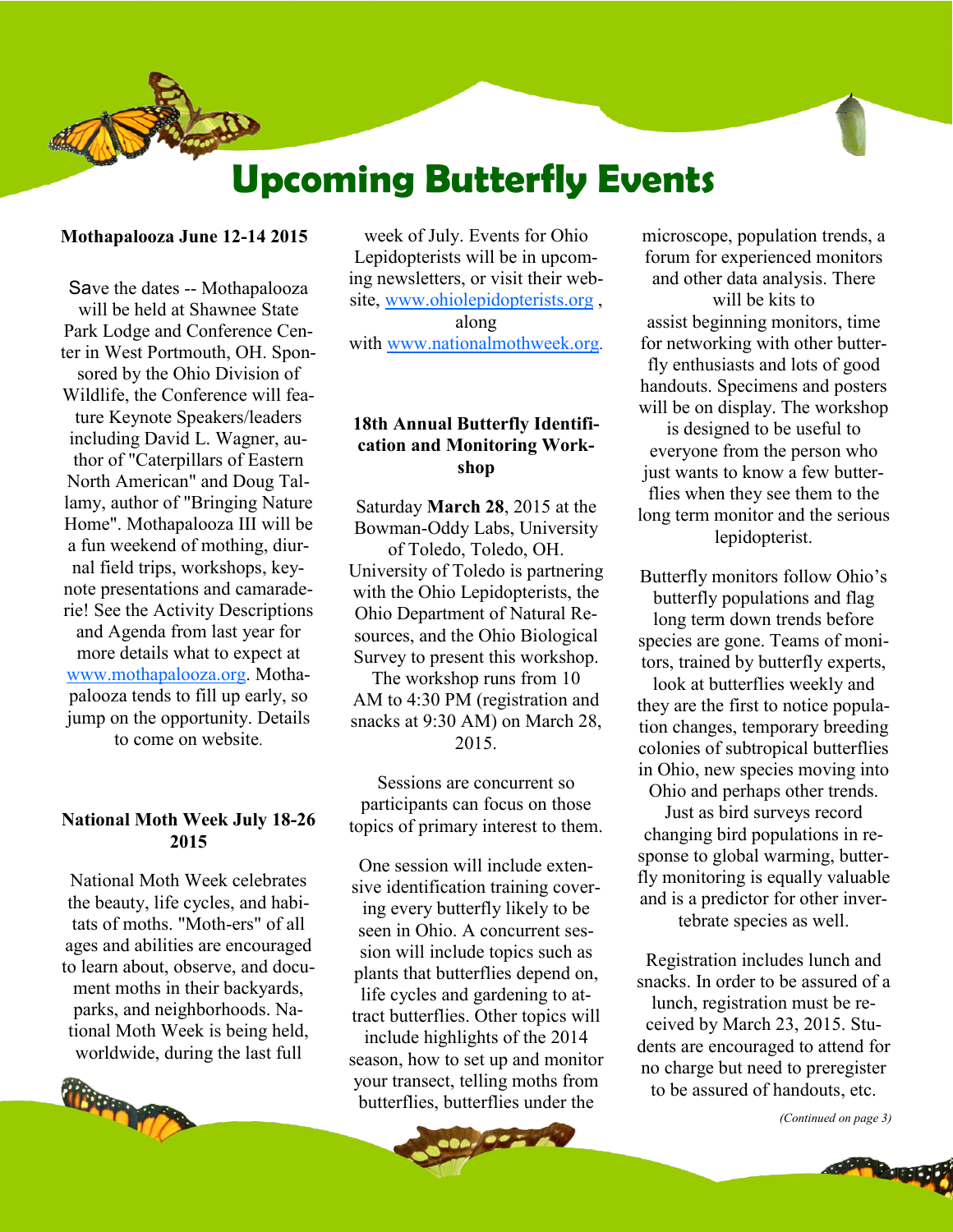# Upcoming Butterfly Events

**Mothapalooza June 12-14 2015**

Save the dates -- Mothapalooza will be held at Shawnee State Park Lodge and Conference Center in West Portmouth, OH. Sponsored by the Ohio Division of Wildlife, the Conference will feature Keynote Speakers/leaders including David L. Wagner, author of "Caterpillars of Eastern North American" and Doug Tallamy, author of "Bringing Nature Home". Mothapalooza III will be a fun weekend of mothing, diurnal field trips, workshops, keynote presentations and camaraderie! See the Activity Descriptions and Agenda from last year for more details what to expect at www.mothapalooza.org. Mothapalooza tends to fill up early, so jump on the opportunity. Details to come on website.

**National Moth Week July 18-26 2015**

National Moth Week celebrates the beauty, life cycles, and habitats of moths. "Moth-ers" of all ages and abilities are encouraged to learn about, observe, and document moths in their backyards, parks, and neighborhoods. National Moth Week is being held, worldwide, during the last full week of July. Events for Ohio Lepidopterists will be in upcoming newsletters, or visit their website, www.ohiolepidopterists.org , along with www.nationalmothweek.org.

**18th Annual Butterfly Identification and Monitoring Workshop**

Saturday **March 28**, 2015 at the Bowman-Oddy Labs, University of Toledo, Toledo, OH. University of Toledo is partnering with the Ohio Lepidopterists, the Ohio Department of Natural Resources, and the Ohio Biological Survey to present this workshop. The workshop runs from 10 AM to 4:30 PM (registration and snacks at 9:30 AM) on March 28, 2015.

Sessions are concurrent so participants can focus on those topics of primary interest to them.

One session will include extensive identification training covering every butterfly likely to be seen in Ohio. A concurrent session will include topics such as plants that butterflies depend on, life cycles and gardening to attract butterflies. Other topics will include highlights of the 2014 season, how to set up and monitor your transect, telling moths from butterflies, butterflies under the microscope, population trends, a forum for experienced monitors and other data analysis. There will be kits to assist beginning monitors, time for networking with other butterfly enthusiasts and lots of good handouts. Specimens and posters will be on display. The workshop is designed to be useful to everyone from the person who just wants to know a few butterflies when they see them to the long term monitor and the serious lepidopterist.

Butterfly monitors follow Ohio's butterfly populations and flag long term down trends before species are gone. Teams of monitors, trained by butterfly experts, look at butterflies weekly and they are the first to notice population changes, temporary breeding colonies of subtropical butterflies in Ohio, new species moving into Ohio and perhaps other trends. Just as bird surveys record changing bird populations in response to global warming, butterfly monitoring is equally valuable and is a predictor for other invertebrate species as well.

Registration includes lunch and snacks. In order to be assured of a lunch, registration must be received by March 23, 2015. Students are encouraged to attend for no charge but need to preregister to be assured of handouts, etc.

*(Continued on page 3)*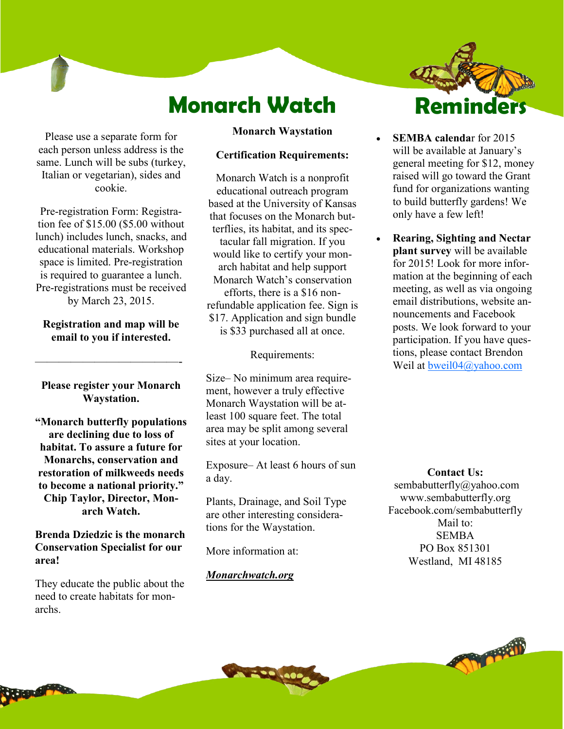# Monarch Watch

Please use a separate form for each person unless address is the same. Lunch will be subs (turkey, Italian or vegetarian), sides and cookie.

Pre-registration Form: Registration fee of $15.00 ($5.00 without lunch) includes lunch, snacks, and educational materials. Workshop space is limited. Pre-registration is required to guarantee a lunch. Pre-registrations must be received by March 23, 2015.

**Registration and map will be email to you if interested.**

---

**Please register your Monarch Waystation.**

**"Monarch butterfly populations are declining due to loss of habitat. To assure a future for Monarchs, conservation and restoration of milkweeds needs to become a national priority." Chip Taylor, Director, Monarch Watch.**

**Brenda Dziedzic is the monarch Conservation Specialist for our area!**

They educate the public about the need to create habitats for monarchs.

**Monarch Waystation**

**Certification Requirements:**

Monarch Watch is a nonprofit educational outreach program based at the University of Kansas that focuses on the Monarch butterflies, its habitat, and its spectacular fall migration. If you would like to certify your monarch habitat and help support Monarch Watch's conservation efforts, there is a $16 non-refundable application fee. Sign is $17. Application and sign bundle is $33 purchased all at once.

Requirements:

Size– No minimum area requirement, however a truly effective Monarch Waystation will be atleast 100 square feet. The total area may be split among several sites at your location.

Exposure– At least 6 hours of sun a day.

Plants, Drainage, and Soil Type are other interesting considerations for the Waystation.

More information at:

***Monarchwatch.org***

# Reminders

- **SEMBA calenda**r for 2015 will be available at January's general meeting for $12, money raised will go toward the Grant fund for organizations wanting to build butterfly gardens! We only have a few left!
- **Rearing, Sighting and Nectar plant survey** will be available for 2015! Look for more information at the beginning of each meeting, as well as via ongoing email distributions, website announcements and Facebook posts. We look forward to your participation. If you have questions, please contact Brendon Weil at bweil04@yahoo.com

**Contact Us:**
sembabutterfly@yahoo.com
www.sembabutterfly.org
Facebook.com/sembabutterfly
Mail to:
SEMBA
PO Box 851301
Westland, MI 48185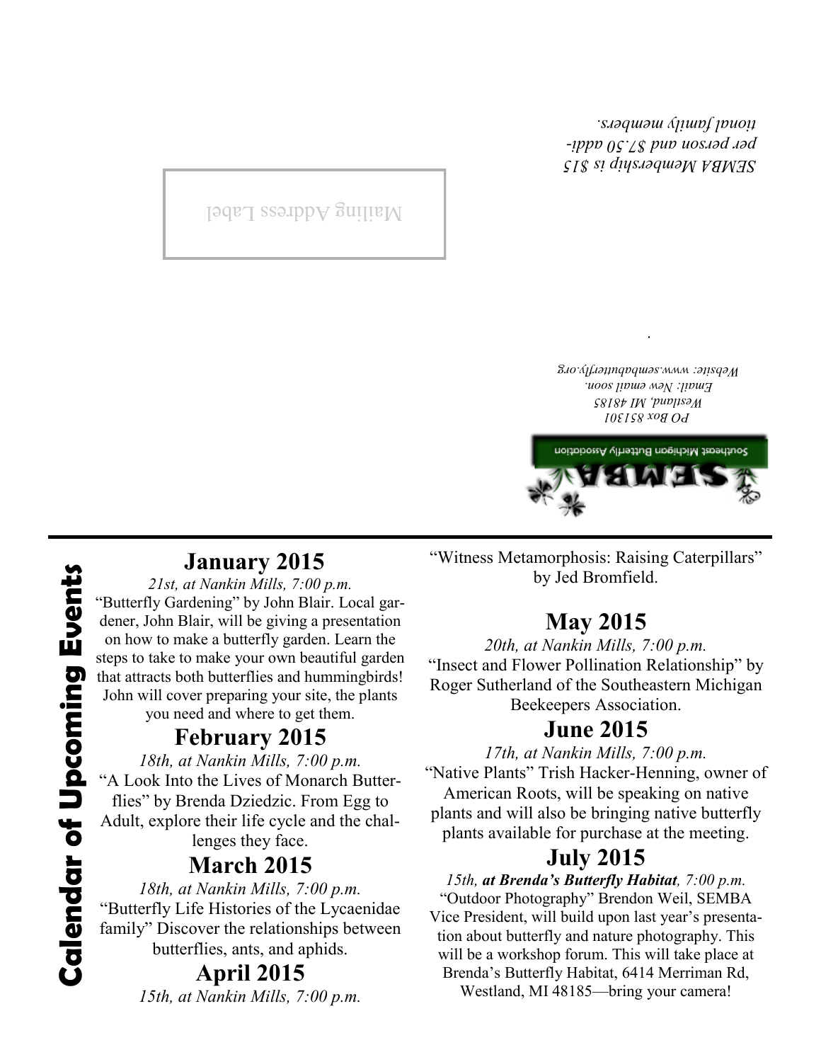SEMBA Membership is $15 per person and $7.50 additional family members.

Mailing Address Label

Southeast Michigan Butterfly Association

*PO Box 851301*
*Westland, MI 48185*
*Email: New email soon.*
*Website: www.sembabutterfly.org*

# Calendar of Upcoming Events

## January 2015

*21st, at Nankin Mills, 7:00 p.m.*

"Butterfly Gardening" by John Blair. Local gardener, John Blair, will be giving a presentation on how to make a butterfly garden. Learn the steps to take to make your own beautiful garden that attracts both butterflies and hummingbirds! John will cover preparing your site, the plants you need and where to get them.

## February 2015

*18th, at Nankin Mills, 7:00 p.m.*

"A Look Into the Lives of Monarch Butterflies" by Brenda Dziedzic. From Egg to Adult, explore their life cycle and the challenges they face.

## March 2015

*18th, at Nankin Mills, 7:00 p.m.*

"Butterfly Life Histories of the Lycaenidae family" Discover the relationships between butterflies, ants, and aphids.

## April 2015

*15th, at Nankin Mills, 7:00 p.m.*

"Witness Metamorphosis: Raising Caterpillars" by Jed Bromfield.

## May 2015

*20th, at Nankin Mills, 7:00 p.m.*

"Insect and Flower Pollination Relationship" by Roger Sutherland of the Southeastern Michigan Beekeepers Association.

## June 2015

*17th, at Nankin Mills, 7:00 p.m.*

"Native Plants" Trish Hacker-Henning, owner of American Roots, will be speaking on native plants and will also be bringing native butterfly plants available for purchase at the meeting.

## July 2015

*15th, **at Brenda's Butterfly Habitat**, 7:00 p.m.*

"Outdoor Photography" Brendon Weil, SEMBA Vice President, will build upon last year's presentation about butterfly and nature photography. This will be a workshop forum. This will take place at Brenda's Butterfly Habitat, 6414 Merriman Rd, Westland, MI 48185—bring your camera!